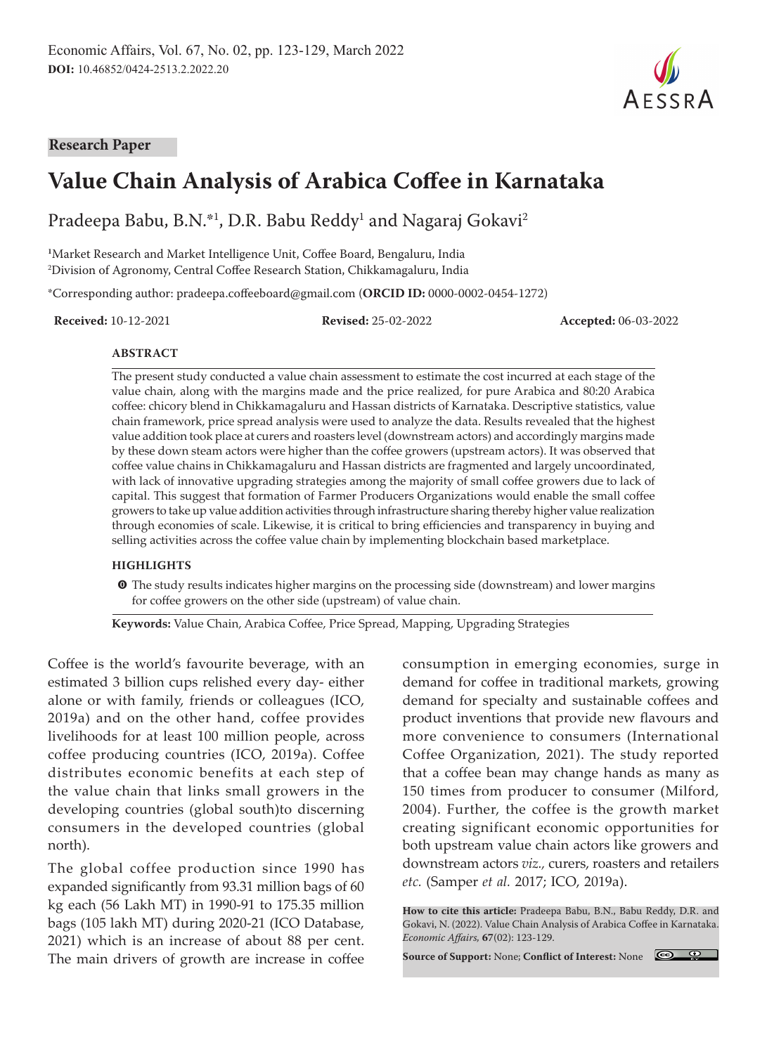Research Paper

# Value Chain Analysis of Arabica Coffee in Karnataka

Pradeepa Babu, B.N.*[1], D.R. Babu Reddy[1] and Nagaraj Gokavi[2]

[1]Market Research and Market Intelligence Unit, Coffee Board, Bengaluru, India
[2]Division of Agronomy, Central Coffee Research Station, Chikkamagaluru, India

*Corresponding author: pradeepa.coffeeboard@gmail.com (**ORCID ID:** 0000-0002-0454-1272)

**Received:** 10-12-2021 **Revised:** 25-02-2022 **Accepted:** 06-03-2022

## ABSTRACT

The present study conducted a value chain assessment to estimate the cost incurred at each stage of the value chain, along with the margins made and the price realized, for pure Arabica and 80:20 Arabica coffee: chicory blend in Chikkamagaluru and Hassan districts of Karnataka. Descriptive statistics, value chain framework, price spread analysis were used to analyze the data. Results revealed that the highest value addition took place at curers and roasters level (downstream actors) and accordingly margins made by these down steam actors were higher than the coffee growers (upstream actors). It was observed that coffee value chains in Chikkamagaluru and Hassan districts are fragmented and largely uncoordinated, with lack of innovative upgrading strategies among the majority of small coffee growers due to lack of capital. This suggest that formation of Farmer Producers Organizations would enable the small coffee growers to take up value addition activities through infrastructure sharing thereby higher value realization through economies of scale. Likewise, it is critical to bring efficiencies and transparency in buying and selling activities across the coffee value chain by implementing blockchain based marketplace.

## HIGHLIGHTS

- The study results indicates higher margins on the processing side (downstream) and lower margins for coffee growers on the other side (upstream) of value chain.

**Keywords:** Value Chain, Arabica Coffee, Price Spread, Mapping, Upgrading Strategies

Coffee is the world's favourite beverage, with an estimated 3 billion cups relished every day- either alone or with family, friends or colleagues (ICO, 2019a) and on the other hand, coffee provides livelihoods for at least 100 million people, across coffee producing countries (ICO, 2019a). Coffee distributes economic benefits at each step of the value chain that links small growers in the developing countries (global south)to discerning consumers in the developed countries (global north).

The global coffee production since 1990 has expanded significantly from 93.31 million bags of 60 kg each (56 Lakh MT) in 1990-91 to 175.35 million bags (105 lakh MT) during 2020-21 (ICO Database, 2021) which is an increase of about 88 per cent. The main drivers of growth are increase in coffee consumption in emerging economies, surge in demand for coffee in traditional markets, growing demand for specialty and sustainable coffees and product inventions that provide new flavours and more convenience to consumers (International Coffee Organization, 2021). The study reported that a coffee bean may change hands as many as 150 times from producer to consumer (Milford, 2004). Further, the coffee is the growth market creating significant economic opportunities for both upstream value chain actors like growers and downstream actors *viz.*, curers, roasters and retailers *etc.* (Samper *et al.* 2017; ICO, 2019a).

**How to cite this article:** Pradeepa Babu, B.N., Babu Reddy, D.R. and Gokavi, N. (2022). Value Chain Analysis of Arabica Coffee in Karnataka. *Economic Affairs*, **67**(02): 123-129.

**Source of Support:** None; **Conflict of Interest:** None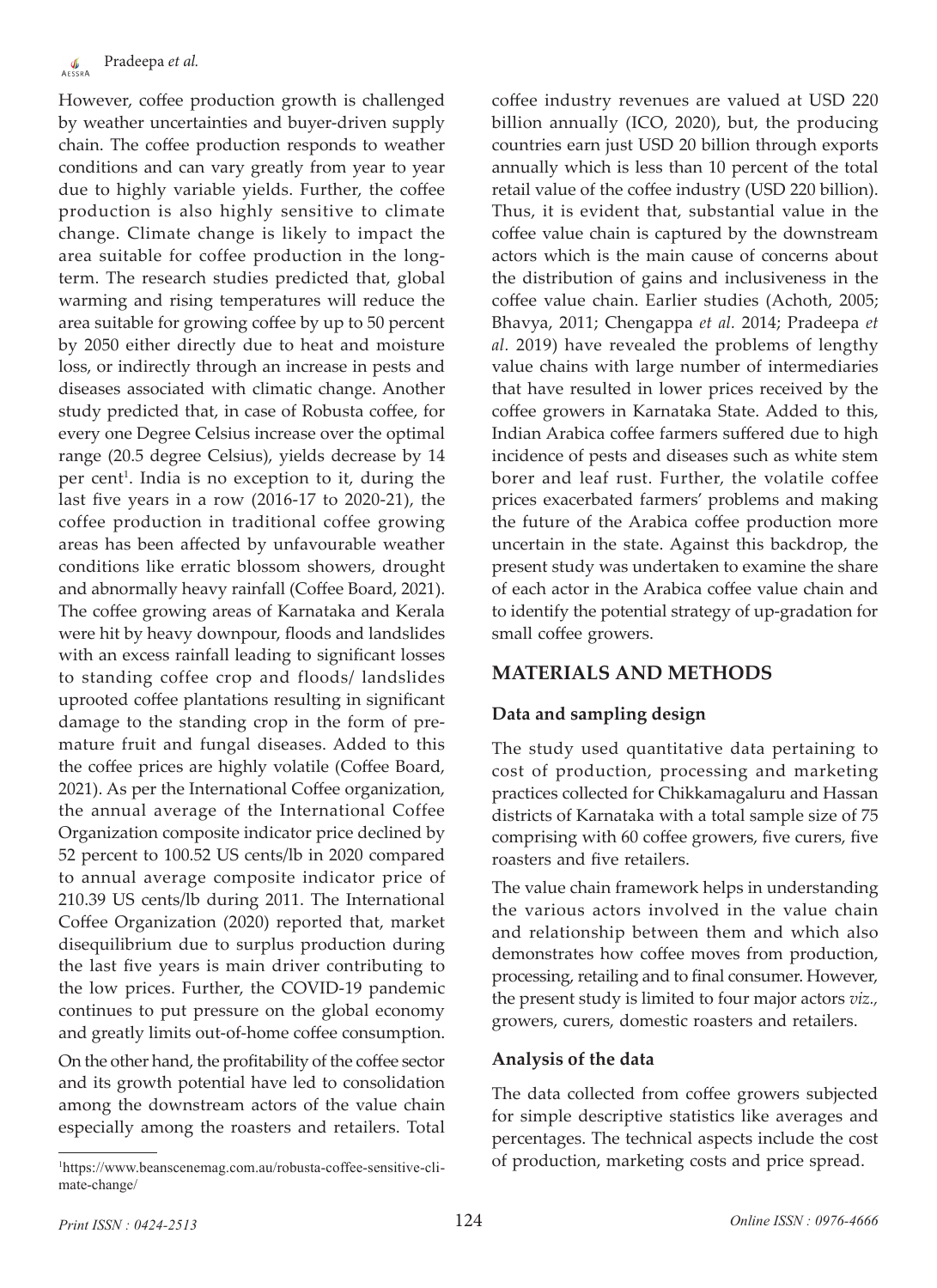However, coffee production growth is challenged by weather uncertainties and buyer-driven supply chain. The coffee production responds to weather conditions and can vary greatly from year to year due to highly variable yields. Further, the coffee production is also highly sensitive to climate change. Climate change is likely to impact the area suitable for coffee production in the long-term. The research studies predicted that, global warming and rising temperatures will reduce the area suitable for growing coffee by up to 50 percent by 2050 either directly due to heat and moisture loss, or indirectly through an increase in pests and diseases associated with climatic change. Another study predicted that, in case of Robusta coffee, for every one Degree Celsius increase over the optimal range (20.5 degree Celsius), yields decrease by 14 per cent[1]. India is no exception to it, during the last five years in a row (2016-17 to 2020-21), the coffee production in traditional coffee growing areas has been affected by unfavourable weather conditions like erratic blossom showers, drought and abnormally heavy rainfall (Coffee Board, 2021). The coffee growing areas of Karnataka and Kerala were hit by heavy downpour, floods and landslides with an excess rainfall leading to significant losses to standing coffee crop and floods/ landslides uprooted coffee plantations resulting in significant damage to the standing crop in the form of pre-mature fruit and fungal diseases. Added to this the coffee prices are highly volatile (Coffee Board, 2021). As per the International Coffee organization, the annual average of the International Coffee Organization composite indicator price declined by 52 percent to 100.52 US cents/lb in 2020 compared to annual average composite indicator price of 210.39 US cents/lb during 2011. The International Coffee Organization (2020) reported that, market disequilibrium due to surplus production during the last five years is main driver contributing to the low prices. Further, the COVID-19 pandemic continues to put pressure on the global economy and greatly limits out-of-home coffee consumption.

On the other hand, the profitability of the coffee sector and its growth potential have led to consolidation among the downstream actors of the value chain especially among the roasters and retailers. Total coffee industry revenues are valued at USD 220 billion annually (ICO, 2020), but, the producing countries earn just USD 20 billion through exports annually which is less than 10 percent of the total retail value of the coffee industry (USD 220 billion). Thus, it is evident that, substantial value in the coffee value chain is captured by the downstream actors which is the main cause of concerns about the distribution of gains and inclusiveness in the coffee value chain. Earlier studies (Achoth, 2005; Bhavya, 2011; Chengappa *et al.* 2014; Pradeepa *et al*. 2019) have revealed the problems of lengthy value chains with large number of intermediaries that have resulted in lower prices received by the coffee growers in Karnataka State. Added to this, Indian Arabica coffee farmers suffered due to high incidence of pests and diseases such as white stem borer and leaf rust. Further, the volatile coffee prices exacerbated farmers' problems and making the future of the Arabica coffee production more uncertain in the state. Against this backdrop, the present study was undertaken to examine the share of each actor in the Arabica coffee value chain and to identify the potential strategy of up-gradation for small coffee growers.

## MATERIALS AND METHODS

### Data and sampling design

The study used quantitative data pertaining to cost of production, processing and marketing practices collected for Chikkamagaluru and Hassan districts of Karnataka with a total sample size of 75 comprising with 60 coffee growers, five curers, five roasters and five retailers.

The value chain framework helps in understanding the various actors involved in the value chain and relationship between them and which also demonstrates how coffee moves from production, processing, retailing and to final consumer. However, the present study is limited to four major actors *viz.*, growers, curers, domestic roasters and retailers.

### Analysis of the data

The data collected from coffee growers subjected for simple descriptive statistics like averages and percentages. The technical aspects include the cost of production, marketing costs and price spread.

[1]https://www.beanscenemag.com.au/robusta-coffee-sensitive-climate-change/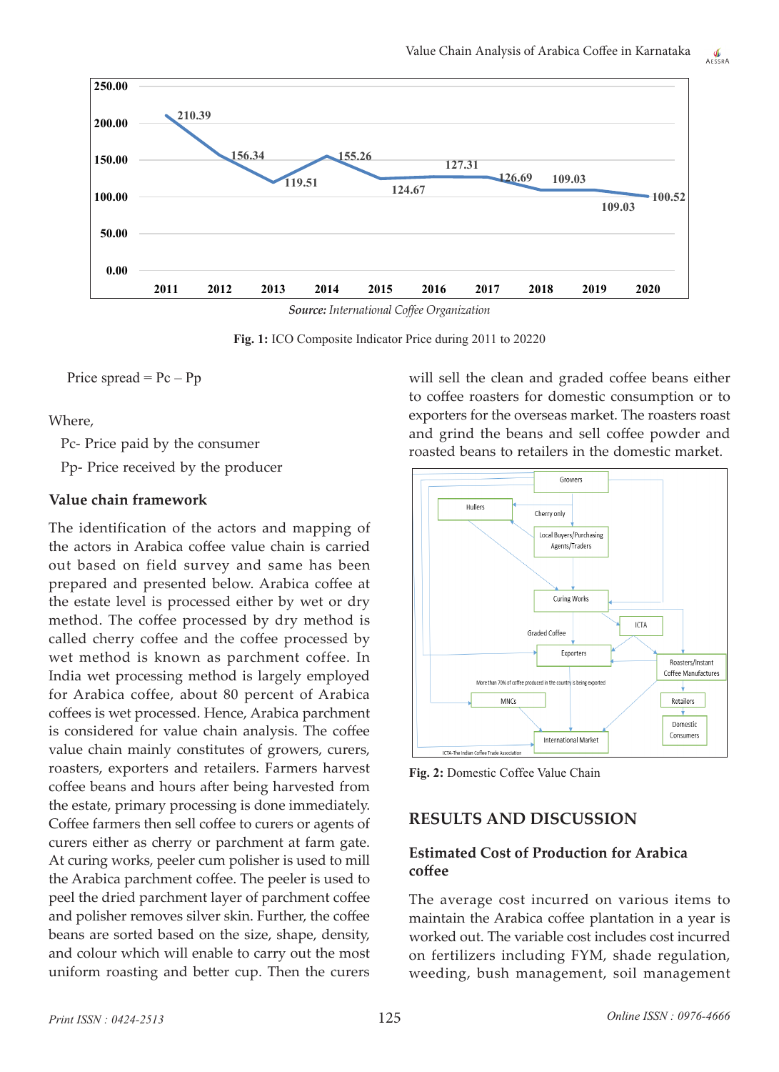*Source: International Coffee Organization*

**Fig. 1:** ICO Composite Indicator Price during 2011 to 20220

Price spread = Pc – Pp

Where,

Pc- Price paid by the consumer

Pp- Price received by the producer

### Value chain framework

The identification of the actors and mapping of the actors in Arabica coffee value chain is carried out based on field survey and same has been prepared and presented below. Arabica coffee at the estate level is processed either by wet or dry method. The coffee processed by dry method is called cherry coffee and the coffee processed by wet method is known as parchment coffee. In India wet processing method is largely employed for Arabica coffee, about 80 percent of Arabica coffees is wet processed. Hence, Arabica parchment is considered for value chain analysis. The coffee value chain mainly constitutes of growers, curers, roasters, exporters and retailers. Farmers harvest coffee beans and hours after being harvested from the estate, primary processing is done immediately. Coffee farmers then sell coffee to curers or agents of curers either as cherry or parchment at farm gate. At curing works, peeler cum polisher is used to mill the Arabica parchment coffee. The peeler is used to peel the dried parchment layer of parchment coffee and polisher removes silver skin. Further, the coffee beans are sorted based on the size, shape, density, and colour which will enable to carry out the most uniform roasting and better cup. Then the curers will sell the clean and graded coffee beans either to coffee roasters for domestic consumption or to exporters for the overseas market. The roasters roast and grind the beans and sell coffee powder and roasted beans to retailers in the domestic market.

**Fig. 2:** Domestic Coffee Value Chain

## RESULTS AND DISCUSSION

### Estimated Cost of Production for Arabica coffee

The average cost incurred on various items to maintain the Arabica coffee plantation in a year is worked out. The variable cost includes cost incurred on fertilizers including FYM, shade regulation, weeding, bush management, soil management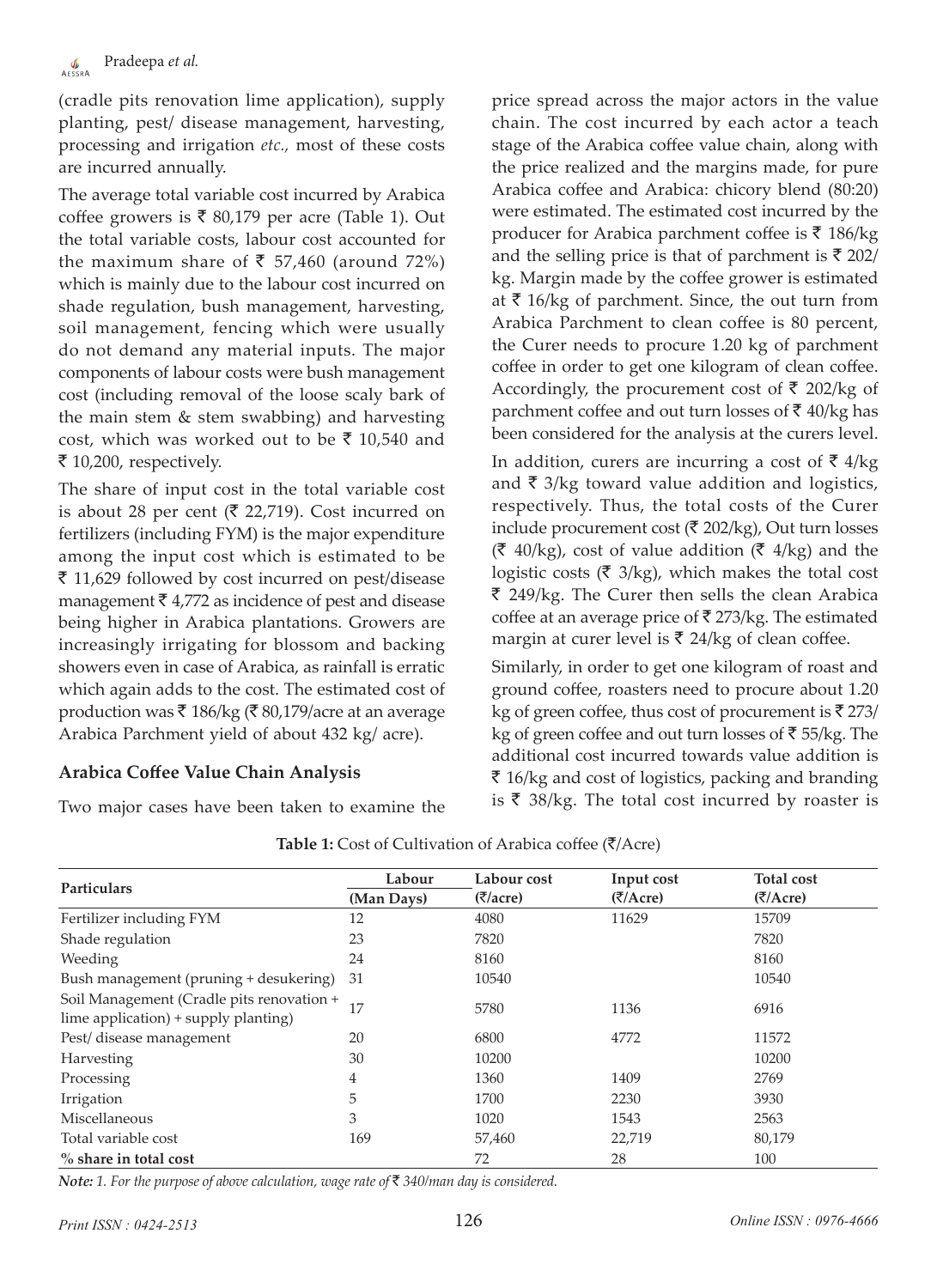(cradle pits renovation lime application), supply planting, pest/ disease management, harvesting, processing and irrigation *etc.,* most of these costs are incurred annually.

The average total variable cost incurred by Arabica coffee growers is ₹ 80,179 per acre (Table 1). Out the total variable costs, labour cost accounted for the maximum share of ₹ 57,460 (around 72%) which is mainly due to the labour cost incurred on shade regulation, bush management, harvesting, soil management, fencing which were usually do not demand any material inputs. The major components of labour costs were bush management cost (including removal of the loose scaly bark of the main stem & stem swabbing) and harvesting cost, which was worked out to be ₹ 10,540 and ₹ 10,200, respectively.

The share of input cost in the total variable cost is about 28 per cent (₹ 22,719). Cost incurred on fertilizers (including FYM) is the major expenditure among the input cost which is estimated to be ₹ 11,629 followed by cost incurred on pest/disease management ₹ 4,772 as incidence of pest and disease being higher in Arabica plantations. Growers are increasingly irrigating for blossom and backing showers even in case of Arabica, as rainfall is erratic which again adds to the cost. The estimated cost of production was ₹ 186/kg (₹ 80,179/acre at an average Arabica Parchment yield of about 432 kg/ acre).

### Arabica Coffee Value Chain Analysis

Two major cases have been taken to examine the price spread across the major actors in the value chain. The cost incurred by each actor a teach stage of the Arabica coffee value chain, along with the price realized and the margins made, for pure Arabica coffee and Arabica: chicory blend (80:20) were estimated. The estimated cost incurred by the producer for Arabica parchment coffee is ₹ 186/kg and the selling price is that of parchment is ₹ 202/ kg. Margin made by the coffee grower is estimated at ₹ 16/kg of parchment. Since, the out turn from Arabica Parchment to clean coffee is 80 percent, the Curer needs to procure 1.20 kg of parchment coffee in order to get one kilogram of clean coffee. Accordingly, the procurement cost of ₹ 202/kg of parchment coffee and out turn losses of ₹ 40/kg has been considered for the analysis at the curers level.

In addition, curers are incurring a cost of ₹ 4/kg and ₹ 3/kg toward value addition and logistics, respectively. Thus, the total costs of the Curer include procurement cost (₹ 202/kg), Out turn losses (₹ 40/kg), cost of value addition (₹ 4/kg) and the logistic costs (₹ 3/kg), which makes the total cost ₹ 249/kg. The Curer then sells the clean Arabica coffee at an average price of ₹ 273/kg. The estimated margin at curer level is ₹ 24/kg of clean coffee.

Similarly, in order to get one kilogram of roast and ground coffee, roasters need to procure about 1.20 kg of green coffee, thus cost of procurement is ₹ 273/ kg of green coffee and out turn losses of ₹ 55/kg. The additional cost incurred towards value addition is ₹ 16/kg and cost of logistics, packing and branding is ₹ 38/kg. The total cost incurred by roaster is

**Table 1:** Cost of Cultivation of Arabica coffee (₹/Acre)

| Particulars | Labour (Man Days) | Labour cost (₹/acre) | Input cost (₹/Acre) | Total cost (₹/Acre) |
|---|---|---|---|---|
| Fertilizer including FYM | 12 | 4080 | 11629 | 15709 |
| Shade regulation | 23 | 7820 | | 7820 |
| Weeding | 24 | 8160 | | 8160 |
| Bush management (pruning + desukering) | 31 | 10540 | | 10540 |
| Soil Management (Cradle pits renovation + lime application) + supply planting) | 17 | 5780 | 1136 | 6916 |
| Pest/ disease management | 20 | 6800 | 4772 | 11572 |
| Harvesting | 30 | 10200 | | 10200 |
| Processing | 4 | 1360 | 1409 | 2769 |
| Irrigation | 5 | 1700 | 2230 | 3930 |
| Miscellaneous | 3 | 1020 | 1543 | 2563 |
| Total variable cost | 169 | 57,460 | 22,719 | 80,179 |
| **% share in total cost** | | 72 | 28 | 100 |

***Note:*** *1. For the purpose of above calculation, wage rate of ₹ 340/man day is considered.*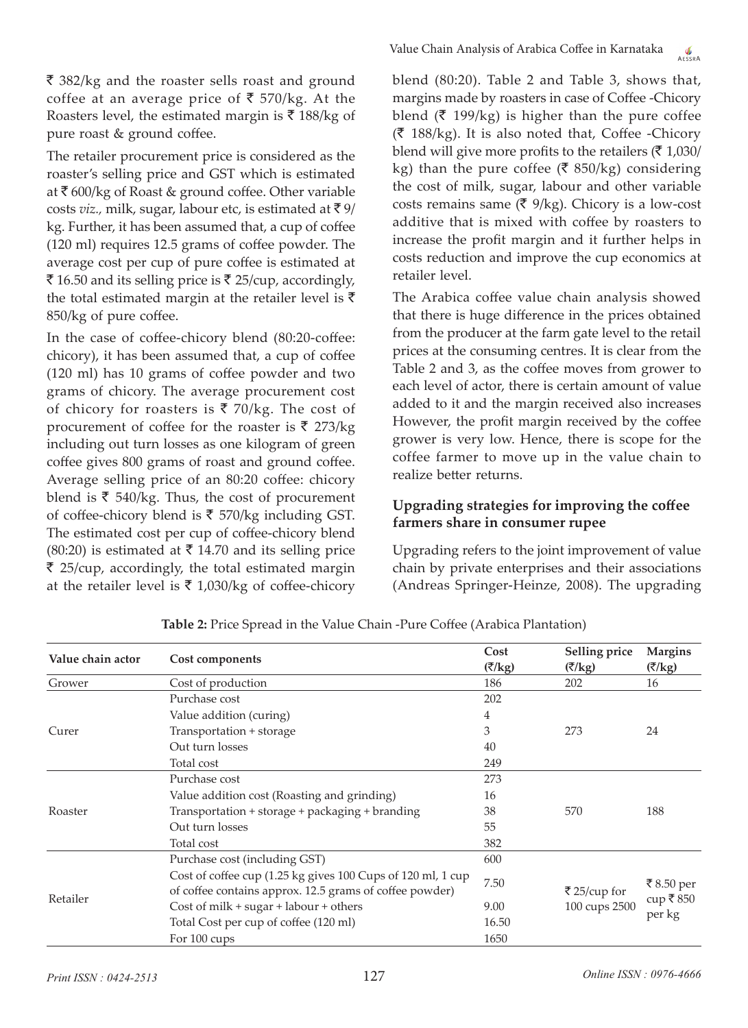₹ 382/kg and the roaster sells roast and ground coffee at an average price of ₹ 570/kg. At the Roasters level, the estimated margin is ₹ 188/kg of pure roast & ground coffee.

The retailer procurement price is considered as the roaster's selling price and GST which is estimated at ₹ 600/kg of Roast & ground coffee. Other variable costs *viz.*, milk, sugar, labour etc, is estimated at ₹ 9/kg. Further, it has been assumed that, a cup of coffee (120 ml) requires 12.5 grams of coffee powder. The average cost per cup of pure coffee is estimated at ₹ 16.50 and its selling price is ₹ 25/cup, accordingly, the total estimated margin at the retailer level is ₹ 850/kg of pure coffee.

In the case of coffee-chicory blend (80:20-coffee: chicory), it has been assumed that, a cup of coffee (120 ml) has 10 grams of coffee powder and two grams of chicory. The average procurement cost of chicory for roasters is ₹ 70/kg. The cost of procurement of coffee for the roaster is ₹ 273/kg including out turn losses as one kilogram of green coffee gives 800 grams of roast and ground coffee. Average selling price of an 80:20 coffee: chicory blend is ₹ 540/kg. Thus, the cost of procurement of coffee-chicory blend is ₹ 570/kg including GST. The estimated cost per cup of coffee-chicory blend (80:20) is estimated at ₹ 14.70 and its selling price ₹ 25/cup, accordingly, the total estimated margin at the retailer level is ₹ 1,030/kg of coffee-chicory blend (80:20). Table 2 and Table 3, shows that, margins made by roasters in case of Coffee -Chicory blend (₹ 199/kg) is higher than the pure coffee (₹ 188/kg). It is also noted that, Coffee -Chicory blend will give more profits to the retailers (₹ 1,030/kg) than the pure coffee (₹ 850/kg) considering the cost of milk, sugar, labour and other variable costs remains same (₹ 9/kg). Chicory is a low-cost additive that is mixed with coffee by roasters to increase the profit margin and it further helps in costs reduction and improve the cup economics at retailer level.

The Arabica coffee value chain analysis showed that there is huge difference in the prices obtained from the producer at the farm gate level to the retail prices at the consuming centres. It is clear from the Table 2 and 3, as the coffee moves from grower to each level of actor, there is certain amount of value added to it and the margin received also increases However, the profit margin received by the coffee grower is very low. Hence, there is scope for the coffee farmer to move up in the value chain to realize better returns.

### Upgrading strategies for improving the coffee farmers share in consumer rupee

Upgrading refers to the joint improvement of value chain by private enterprises and their associations (Andreas Springer-Heinze, 2008). The upgrading

**Table 2:** Price Spread in the Value Chain -Pure Coffee (Arabica Plantation)

| Value chain actor | Cost components | Cost (₹/kg) | Selling price (₹/kg) | Margins (₹/kg) |
|---|---|---|---|---|
| Grower | Cost of production | 186 | 202 | 16 |
| Curer | Purchase cost | 202 | 273 | 24 |
| | Value addition (curing) | 4 | | |
| | Transportation + storage | 3 | | |
| | Out turn losses | 40 | | |
| | Total cost | 249 | | |
| Roaster | Purchase cost | 273 | 570 | 188 |
| | Value addition cost (Roasting and grinding) | 16 | | |
| | Transportation + storage + packaging + branding | 38 | | |
| | Out turn losses | 55 | | |
| | Total cost | 382 | | |
| Retailer | Purchase cost (including GST) | 600 | ₹ 25/cup for 100 cups 2500 | ₹ 8.50 per cup ₹ 850 per kg |
| | Cost of coffee cup (1.25 kg gives 100 Cups of 120 ml, 1 cup of coffee contains approx. 12.5 grams of coffee powder) | 7.50 | | |
| | Cost of milk + sugar + labour + others | 9.00 | | |
| | Total Cost per cup of coffee (120 ml) | 16.50 | | |
| | For 100 cups | 1650 | | |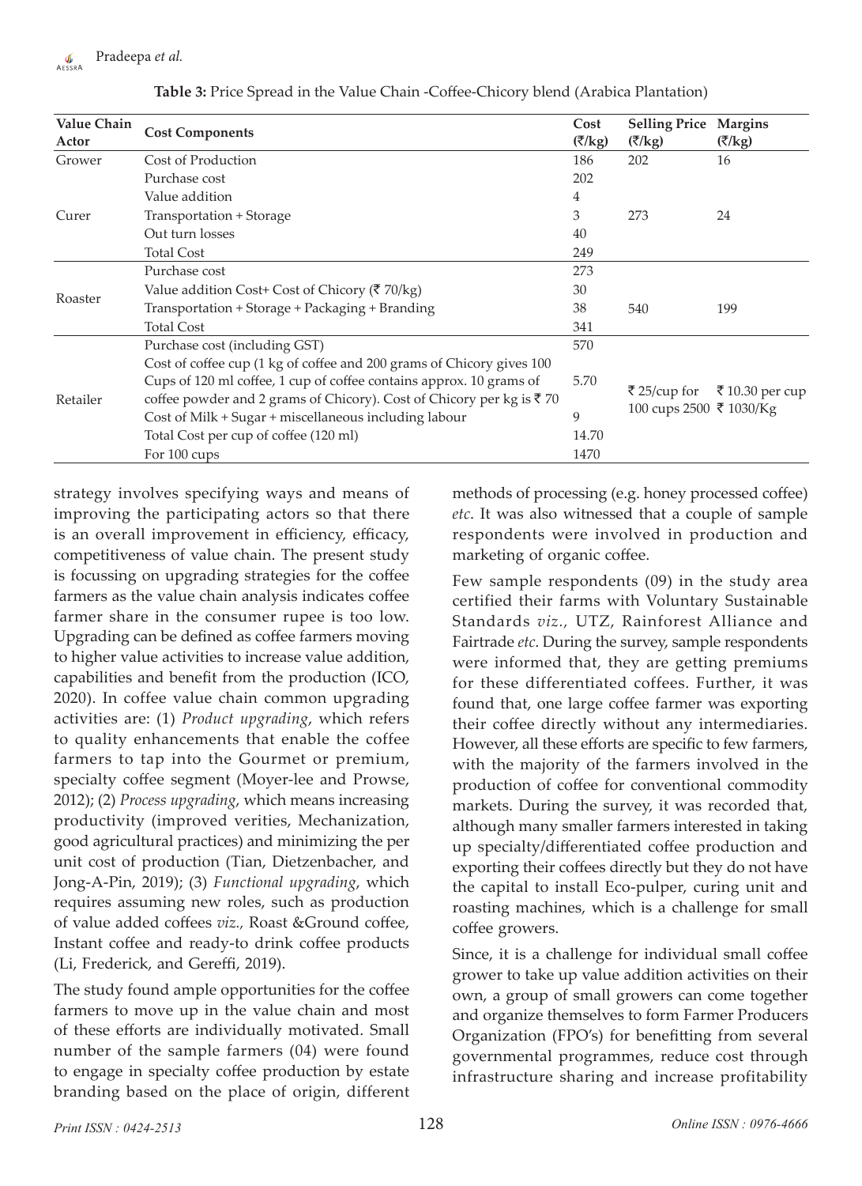**Table 3:** Price Spread in the Value Chain -Coffee-Chicory blend (Arabica Plantation)

| Value Chain Actor | Cost Components | Cost (₹/kg) | Selling Price (₹/kg) | Margins (₹/kg) |
|---|---|---|---|---|
| Grower | Cost of Production | 186 | 202 | 16 |
| Curer | Purchase cost | 202 | 273 | 24 |
| | Value addition | 4 | | |
| | Transportation + Storage | 3 | | |
| | Out turn losses | 40 | | |
| | Total Cost | 249 | | |
| Roaster | Purchase cost | 273 | 540 | 199 |
| | Value addition Cost+ Cost of Chicory (₹ 70/kg) | 30 | | |
| | Transportation + Storage + Packaging + Branding | 38 | | |
| | Total Cost | 341 | | |
| Retailer | Purchase cost (including GST) | 570 | ₹ 25/cup for 100 cups 2500 | ₹ 10.30 per cup ₹ 1030/Kg |
| | Cost of coffee cup (1 kg of coffee and 200 grams of Chicory gives 100 Cups of 120 ml coffee, 1 cup of coffee contains approx. 10 grams of coffee powder and 2 grams of Chicory). Cost of Chicory per kg is ₹ 70 | 5.70 | | |
| | Cost of Milk + Sugar + miscellaneous including labour | 9 | | |
| | Total Cost per cup of coffee (120 ml) | 14.70 | | |
| | For 100 cups | 1470 | | |

strategy involves specifying ways and means of improving the participating actors so that there is an overall improvement in efficiency, efficacy, competitiveness of value chain. The present study is focussing on upgrading strategies for the coffee farmers as the value chain analysis indicates coffee farmer share in the consumer rupee is too low. Upgrading can be defined as coffee farmers moving to higher value activities to increase value addition, capabilities and benefit from the production (ICO, 2020). In coffee value chain common upgrading activities are: (1) *Product upgrading*, which refers to quality enhancements that enable the coffee farmers to tap into the Gourmet or premium, specialty coffee segment (Moyer-lee and Prowse, 2012); (2) *Process upgrading*, which means increasing productivity (improved verities, Mechanization, good agricultural practices) and minimizing the per unit cost of production (Tian, Dietzenbacher, and Jong-A-Pin, 2019); (3) *Functional upgrading*, which requires assuming new roles, such as production of value added coffees *viz.,* Roast &Ground coffee, Instant coffee and ready-to drink coffee products (Li, Frederick, and Gereffi, 2019).

The study found ample opportunities for the coffee farmers to move up in the value chain and most of these efforts are individually motivated. Small number of the sample farmers (04) were found to engage in specialty coffee production by estate branding based on the place of origin, different methods of processing (e.g. honey processed coffee) *etc*. It was also witnessed that a couple of sample respondents were involved in production and marketing of organic coffee.

Few sample respondents (09) in the study area certified their farms with Voluntary Sustainable Standards *viz.,* UTZ, Rainforest Alliance and Fairtrade *etc*. During the survey, sample respondents were informed that, they are getting premiums for these differentiated coffees. Further, it was found that, one large coffee farmer was exporting their coffee directly without any intermediaries. However, all these efforts are specific to few farmers, with the majority of the farmers involved in the production of coffee for conventional commodity markets. During the survey, it was recorded that, although many smaller farmers interested in taking up specialty/differentiated coffee production and exporting their coffees directly but they do not have the capital to install Eco-pulper, curing unit and roasting machines, which is a challenge for small coffee growers.

Since, it is a challenge for individual small coffee grower to take up value addition activities on their own, a group of small growers can come together and organize themselves to form Farmer Producers Organization (FPO's) for benefitting from several governmental programmes, reduce cost through infrastructure sharing and increase profitability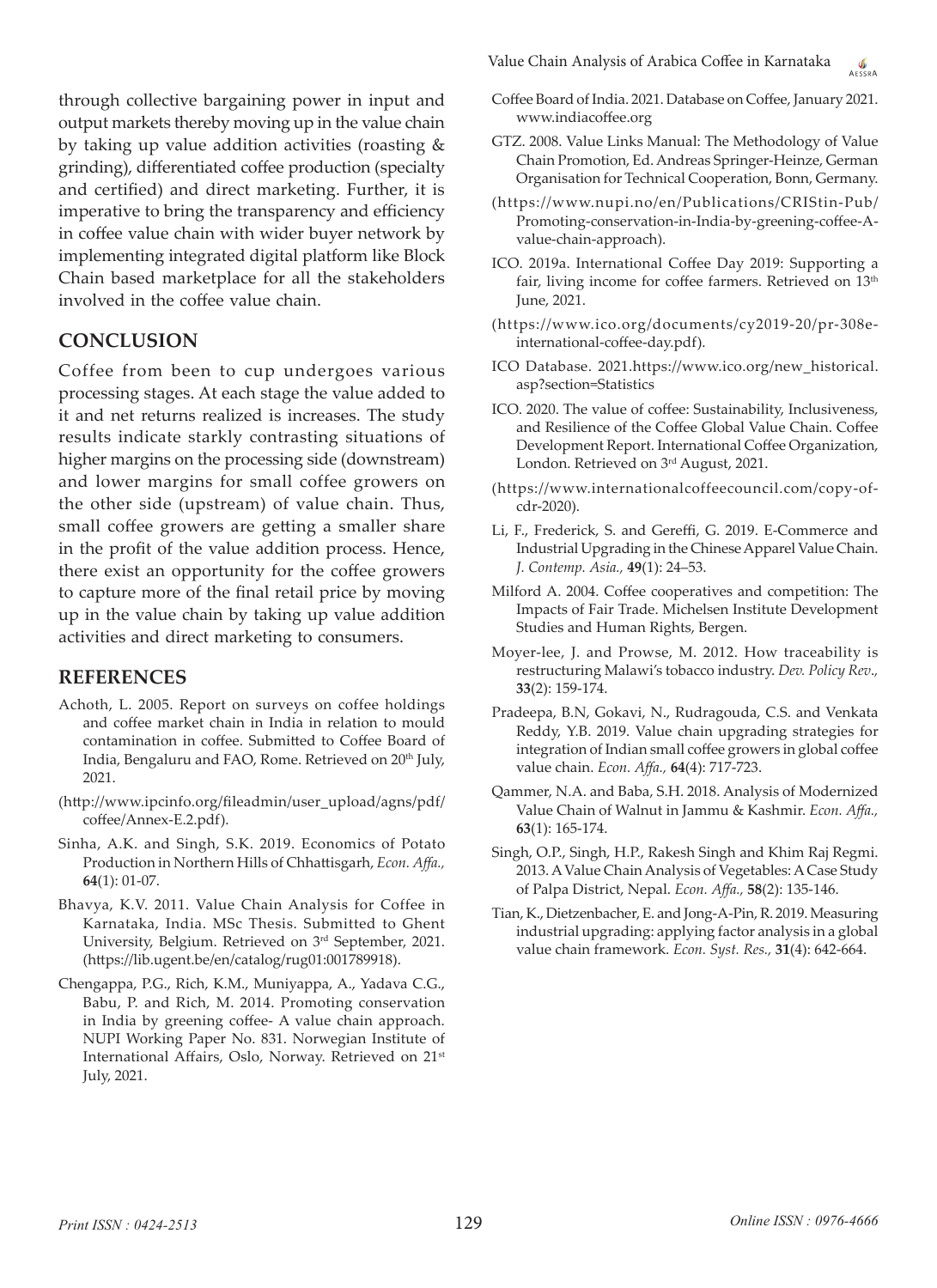through collective bargaining power in input and output markets thereby moving up in the value chain by taking up value addition activities (roasting & grinding), differentiated coffee production (specialty and certified) and direct marketing. Further, it is imperative to bring the transparency and efficiency in coffee value chain with wider buyer network by implementing integrated digital platform like Block Chain based marketplace for all the stakeholders involved in the coffee value chain.

## CONCLUSION

Coffee from been to cup undergoes various processing stages. At each stage the value added to it and net returns realized is increases. The study results indicate starkly contrasting situations of higher margins on the processing side (downstream) and lower margins for small coffee growers on the other side (upstream) of value chain. Thus, small coffee growers are getting a smaller share in the profit of the value addition process. Hence, there exist an opportunity for the coffee growers to capture more of the final retail price by moving up in the value chain by taking up value addition activities and direct marketing to consumers.

## REFERENCES

Achoth, L. 2005. Report on surveys on coffee holdings and coffee market chain in India in relation to mould contamination in coffee. Submitted to Coffee Board of India, Bengaluru and FAO, Rome. Retrieved on 20th July, 2021.

(http://www.ipcinfo.org/fileadmin/user_upload/agns/pdf/coffee/Annex-E.2.pdf).

Sinha, A.K. and Singh, S.K. 2019. Economics of Potato Production in Northern Hills of Chhattisgarh, *Econ. Affa.,* **64**(1): 01-07.

Bhavya, K.V. 2011. Value Chain Analysis for Coffee in Karnataka, India. MSc Thesis. Submitted to Ghent University, Belgium. Retrieved on 3rd September, 2021. (https://lib.ugent.be/en/catalog/rug01:001789918).

Chengappa, P.G., Rich, K.M., Muniyappa, A., Yadava C.G., Babu, P. and Rich, M. 2014. Promoting conservation in India by greening coffee- A value chain approach. NUPI Working Paper No. 831. Norwegian Institute of International Affairs, Oslo, Norway. Retrieved on 21st July, 2021.

Coffee Board of India. 2021. Database on Coffee, January 2021. www.indiacoffee.org

GTZ. 2008. Value Links Manual: The Methodology of Value Chain Promotion, Ed. Andreas Springer-Heinze, German Organisation for Technical Cooperation, Bonn, Germany.

(https://www.nupi.no/en/Publications/CRIStin-Pub/Promoting-conservation-in-India-by-greening-coffee-A-value-chain-approach).

ICO. 2019a. International Coffee Day 2019: Supporting a fair, living income for coffee farmers. Retrieved on 13th June, 2021.

(https://www.ico.org/documents/cy2019-20/pr-308e-international-coffee-day.pdf).

ICO Database. 2021.https://www.ico.org/new_historical.asp?section=Statistics

ICO. 2020. The value of coffee: Sustainability, Inclusiveness, and Resilience of the Coffee Global Value Chain. Coffee Development Report. International Coffee Organization, London. Retrieved on 3rd August, 2021.

(https://www.internationalcoffeecouncil.com/copy-of-cdr-2020).

Li, F., Frederick, S. and Gereffi, G. 2019. E-Commerce and Industrial Upgrading in the Chinese Apparel Value Chain. *J. Contemp. Asia.,* **49**(1): 24–53.

Milford A. 2004. Coffee cooperatives and competition: The Impacts of Fair Trade. Michelsen Institute Development Studies and Human Rights, Bergen.

Moyer-lee, J. and Prowse, M. 2012. How traceability is restructuring Malawi's tobacco industry. *Dev. Policy Rev*., **33**(2): 159-174.

Pradeepa, B.N, Gokavi, N., Rudragouda, C.S. and Venkata Reddy, Y.B. 2019. Value chain upgrading strategies for integration of Indian small coffee growers in global coffee value chain. *Econ. Affa.,* **64**(4): 717-723.

Qammer, N.A. and Baba, S.H. 2018. Analysis of Modernized Value Chain of Walnut in Jammu & Kashmir. *Econ. Affa.,* **63**(1): 165-174.

Singh, O.P., Singh, H.P., Rakesh Singh and Khim Raj Regmi. 2013. A Value Chain Analysis of Vegetables: A Case Study of Palpa District, Nepal. *Econ. Affa.,* **58**(2): 135-146.

Tian, K., Dietzenbacher, E. and Jong-A-Pin, R. 2019. Measuring industrial upgrading: applying factor analysis in a global value chain framework. *Econ. Syst. Res.,* **31**(4): 642-664.